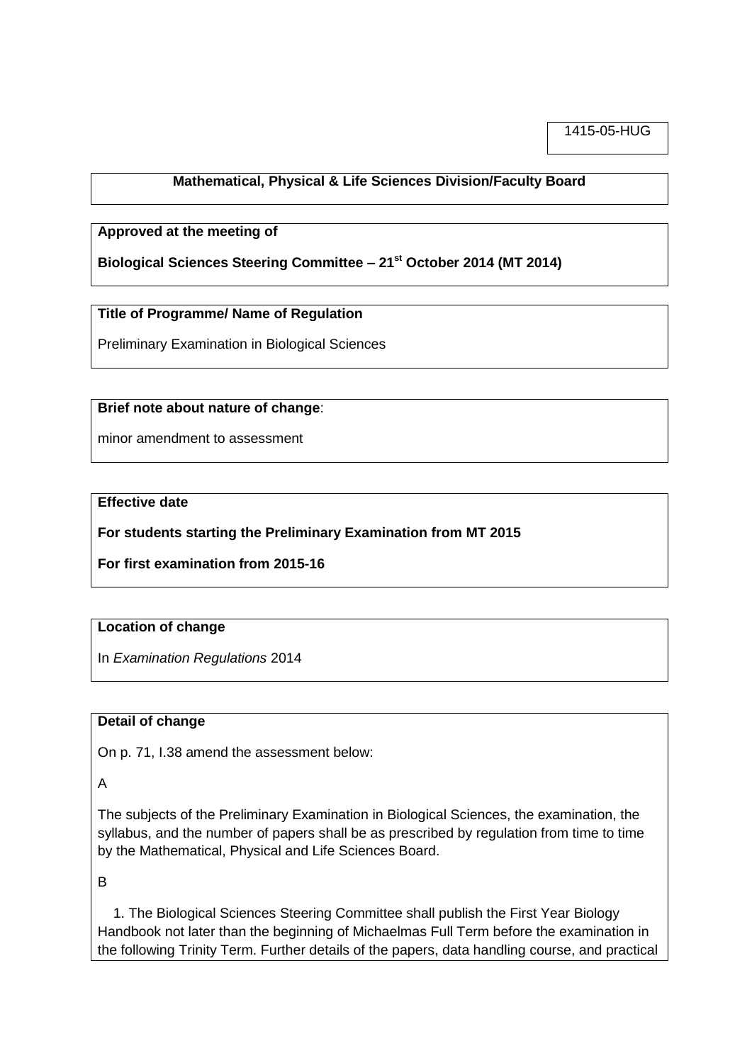1415-05-HUG

**Mathematical, Physical & Life Sciences Division/Faculty Board**

**Approved at the meeting of**

**Biological Sciences Steering Committee – 21st October 2014 (MT 2014)**

**Title of Programme/ Name of Regulation**

Preliminary Examination in Biological Sciences

**Brief note about nature of change**:

minor amendment to assessment

**Effective date**

**For students starting the Preliminary Examination from MT 2015**

**For first examination from 2015-16**

**Location of change**

In *Examination Regulations* 2014

**Detail of change**

On p. 71, I.38 amend the assessment below:

A

The subjects of the Preliminary Examination in Biological Sciences, the examination, the syllabus, and the number of papers shall be as prescribed by regulation from time to time by the Mathematical, Physical and Life Sciences Board.

B

1. The Biological Sciences Steering Committee shall publish the First Year Biology Handbook not later than the beginning of Michaelmas Full Term before the examination in the following Trinity Term. Further details of the papers, data handling course, and practical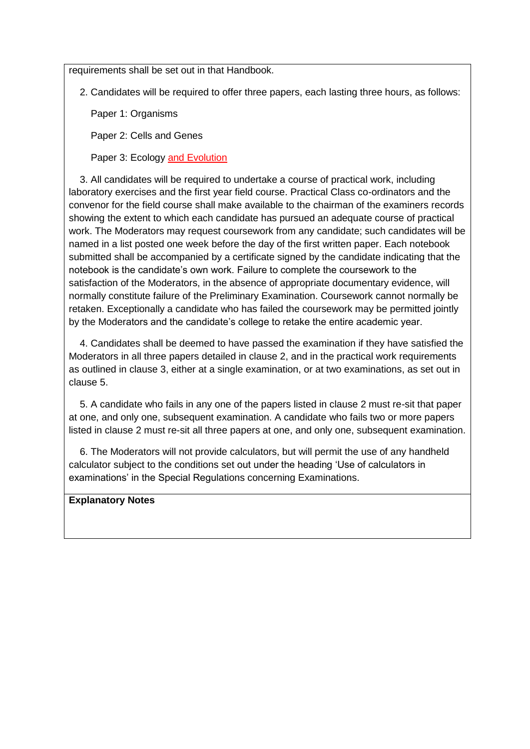requirements shall be set out in that Handbook.

2. Candidates will be required to offer three papers, each lasting three hours, as follows:

Paper 1: Organisms

Paper 2: Cells and Genes

Paper 3: Ecology and Evolution

3. All candidates will be required to undertake a course of practical work, including laboratory exercises and the first year field course. Practical Class co-ordinators and the convenor for the field course shall make available to the chairman of the examiners records showing the extent to which each candidate has pursued an adequate course of practical work. The Moderators may request coursework from any candidate; such candidates will be named in a list posted one week before the day of the first written paper. Each notebook submitted shall be accompanied by a certificate signed by the candidate indicating that the notebook is the candidate's own work. Failure to complete the coursework to the satisfaction of the Moderators, in the absence of appropriate documentary evidence, will normally constitute failure of the Preliminary Examination. Coursework cannot normally be retaken. Exceptionally a candidate who has failed the coursework may be permitted jointly by the Moderators and the candidate's college to retake the entire academic year.

4. Candidates shall be deemed to have passed the examination if they have satisfied the Moderators in all three papers detailed in clause 2, and in the practical work requirements as outlined in clause 3, either at a single examination, or at two examinations, as set out in clause 5.

5. A candidate who fails in any one of the papers listed in clause 2 must re-sit that paper at one, and only one, subsequent examination. A candidate who fails two or more papers listed in clause 2 must re-sit all three papers at one, and only one, subsequent examination.

6. The Moderators will not provide calculators, but will permit the use of any handheld calculator subject to the conditions set out under the heading 'Use of calculators in examinations' in the Special Regulations concerning Examinations.

**Explanatory Notes**